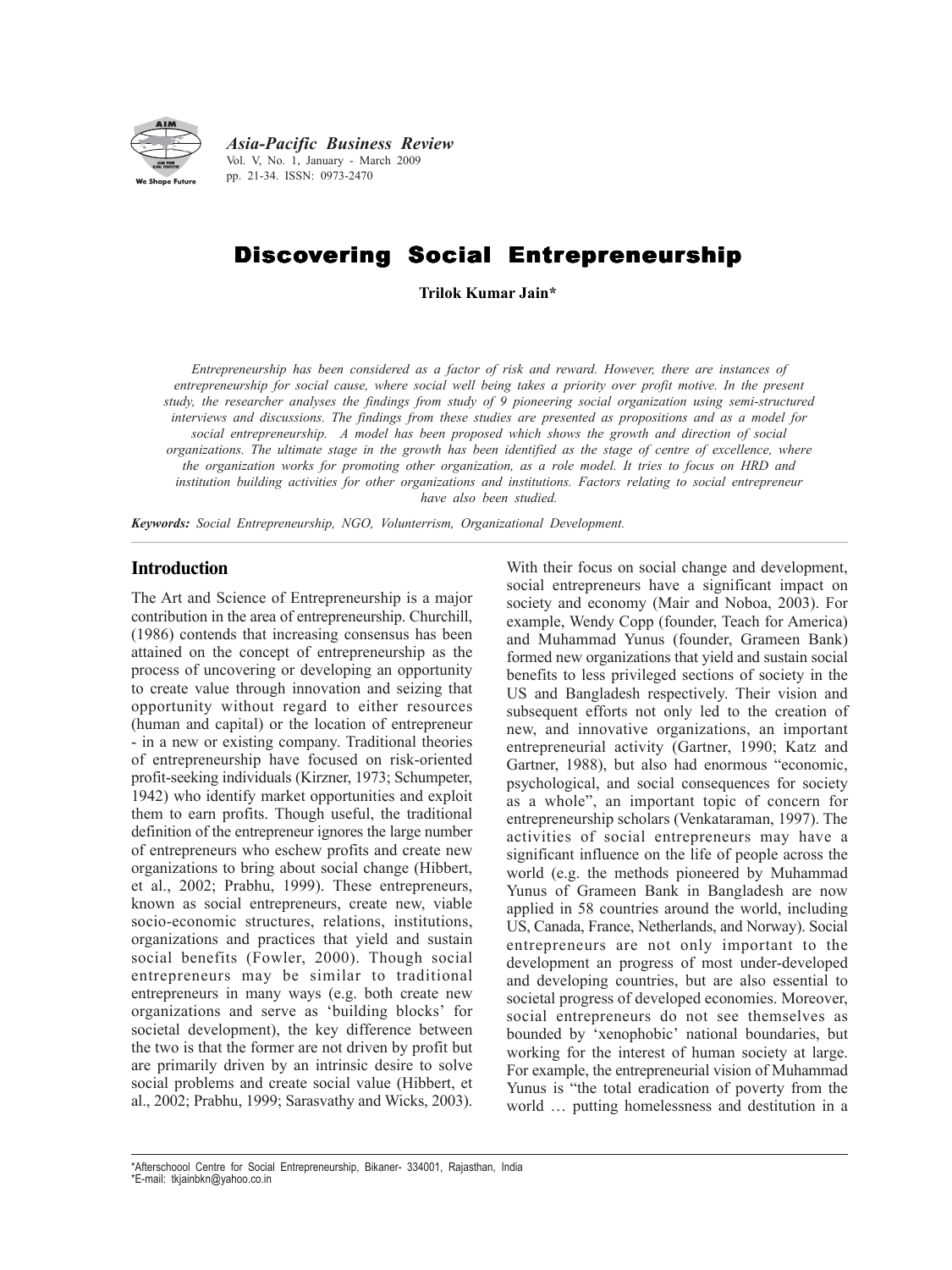# Discovering Social Entrepreneurship

**Trilok Kumar Jain***

*Entrepreneurship has been considered as a factor of risk and reward. However, there are instances of entrepreneurship for social cause, where social well being takes a priority over profit motive. In the present study, the researcher analyses the findings from study of 9 pioneering social organization using semi-structured interviews and discussions. The findings from these studies are presented as propositions and as a model for social entrepreneurship. A model has been proposed which shows the growth and direction of social organizations. The ultimate stage in the growth has been identified as the stage of centre of excellence, where the organization works for promoting other organization, as a role model. It tries to focus on HRD and institution building activities for other organizations and institutions. Factors relating to social entrepreneur have also been studied.*

***Keywords:*** *Social Entrepreneurship, NGO, Volunterrism, Organizational Development.*

## Introduction

The Art and Science of Entrepreneurship is a major contribution in the area of entrepreneurship. Churchill, (1986) contends that increasing consensus has been attained on the concept of entrepreneurship as the process of uncovering or developing an opportunity to create value through innovation and seizing that opportunity without regard to either resources (human and capital) or the location of entrepreneur - in a new or existing company. Traditional theories of entrepreneurship have focused on risk-oriented profit-seeking individuals (Kirzner, 1973; Schumpeter, 1942) who identify market opportunities and exploit them to earn profits. Though useful, the traditional definition of the entrepreneur ignores the large number of entrepreneurs who eschew profits and create new organizations to bring about social change (Hibbert, et al., 2002; Prabhu, 1999). These entrepreneurs, known as social entrepreneurs, create new, viable socio-economic structures, relations, institutions, organizations and practices that yield and sustain social benefits (Fowler, 2000). Though social entrepreneurs may be similar to traditional entrepreneurs in many ways (e.g. both create new organizations and serve as 'building blocks' for societal development), the key difference between the two is that the former are not driven by profit but are primarily driven by an intrinsic desire to solve social problems and create social value (Hibbert, et al., 2002; Prabhu, 1999; Sarasvathy and Wicks, 2003).

With their focus on social change and development, social entrepreneurs have a significant impact on society and economy (Mair and Noboa, 2003). For example, Wendy Copp (founder, Teach for America) and Muhammad Yunus (founder, Grameen Bank) formed new organizations that yield and sustain social benefits to less privileged sections of society in the US and Bangladesh respectively. Their vision and subsequent efforts not only led to the creation of new, and innovative organizations, an important entrepreneurial activity (Gartner, 1990; Katz and Gartner, 1988), but also had enormous "economic, psychological, and social consequences for society as a whole", an important topic of concern for entrepreneurship scholars (Venkataraman, 1997). The activities of social entrepreneurs may have a significant influence on the life of people across the world (e.g. the methods pioneered by Muhammad Yunus of Grameen Bank in Bangladesh are now applied in 58 countries around the world, including US, Canada, France, Netherlands, and Norway). Social entrepreneurs are not only important to the development an progress of most under-developed and developing countries, but are also essential to societal progress of developed economies. Moreover, social entrepreneurs do not see themselves as bounded by 'xenophobic' national boundaries, but working for the interest of human society at large. For example, the entrepreneurial vision of Muhammad Yunus is "the total eradication of poverty from the world … putting homelessness and destitution in a

---

*Afterschoool Centre for Social Entrepreneurship, Bikaner- 334001, Rajasthan, India
*E-mail: tkjainbkn@yahoo.co.in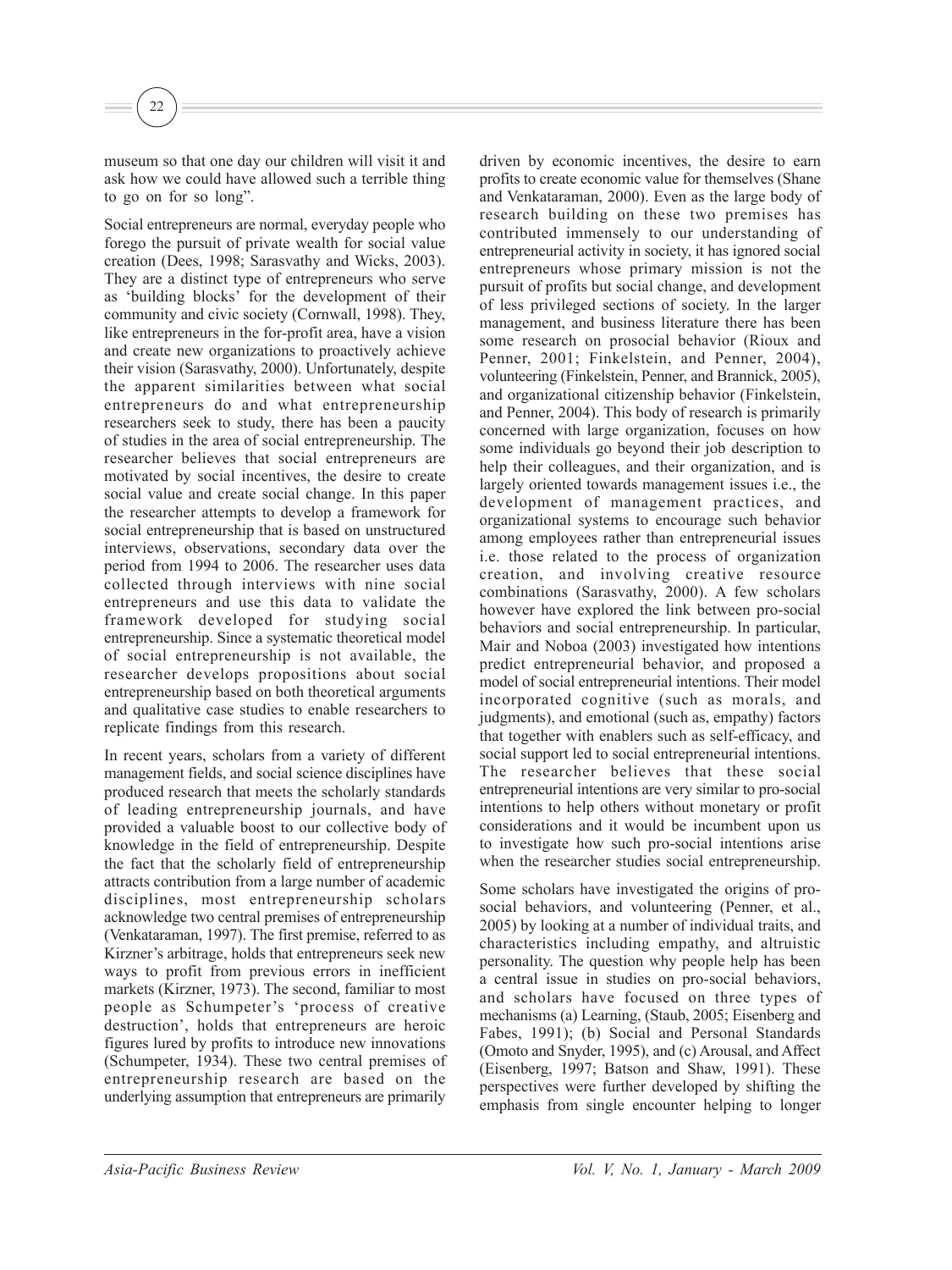museum so that one day our children will visit it and ask how we could have allowed such a terrible thing to go on for so long".

Social entrepreneurs are normal, everyday people who forego the pursuit of private wealth for social value creation (Dees, 1998; Sarasvathy and Wicks, 2003). They are a distinct type of entrepreneurs who serve as 'building blocks' for the development of their community and civic society (Cornwall, 1998). They, like entrepreneurs in the for-profit area, have a vision and create new organizations to proactively achieve their vision (Sarasvathy, 2000). Unfortunately, despite the apparent similarities between what social entrepreneurs do and what entrepreneurship researchers seek to study, there has been a paucity of studies in the area of social entrepreneurship. The researcher believes that social entrepreneurs are motivated by social incentives, the desire to create social value and create social change. In this paper the researcher attempts to develop a framework for social entrepreneurship that is based on unstructured interviews, observations, secondary data over the period from 1994 to 2006. The researcher uses data collected through interviews with nine social entrepreneurs and use this data to validate the framework developed for studying social entrepreneurship. Since a systematic theoretical model of social entrepreneurship is not available, the researcher develops propositions about social entrepreneurship based on both theoretical arguments and qualitative case studies to enable researchers to replicate findings from this research.

In recent years, scholars from a variety of different management fields, and social science disciplines have produced research that meets the scholarly standards of leading entrepreneurship journals, and have provided a valuable boost to our collective body of knowledge in the field of entrepreneurship. Despite the fact that the scholarly field of entrepreneurship attracts contribution from a large number of academic disciplines, most entrepreneurship scholars acknowledge two central premises of entrepreneurship (Venkataraman, 1997). The first premise, referred to as Kirzner's arbitrage, holds that entrepreneurs seek new ways to profit from previous errors in inefficient markets (Kirzner, 1973). The second, familiar to most people as Schumpeter's 'process of creative destruction', holds that entrepreneurs are heroic figures lured by profits to introduce new innovations (Schumpeter, 1934). These two central premises of entrepreneurship research are based on the underlying assumption that entrepreneurs are primarily driven by economic incentives, the desire to earn profits to create economic value for themselves (Shane and Venkataraman, 2000). Even as the large body of research building on these two premises has contributed immensely to our understanding of entrepreneurial activity in society, it has ignored social entrepreneurs whose primary mission is not the pursuit of profits but social change, and development of less privileged sections of society. In the larger management, and business literature there has been some research on prosocial behavior (Rioux and Penner, 2001; Finkelstein, and Penner, 2004), volunteering (Finkelstein, Penner, and Brannick, 2005), and organizational citizenship behavior (Finkelstein, and Penner, 2004). This body of research is primarily concerned with large organization, focuses on how some individuals go beyond their job description to help their colleagues, and their organization, and is largely oriented towards management issues i.e., the development of management practices, and organizational systems to encourage such behavior among employees rather than entrepreneurial issues i.e. those related to the process of organization creation, and involving creative resource combinations (Sarasvathy, 2000). A few scholars however have explored the link between pro-social behaviors and social entrepreneurship. In particular, Mair and Noboa (2003) investigated how intentions predict entrepreneurial behavior, and proposed a model of social entrepreneurial intentions. Their model incorporated cognitive (such as morals, and judgments), and emotional (such as, empathy) factors that together with enablers such as self-efficacy, and social support led to social entrepreneurial intentions. The researcher believes that these social entrepreneurial intentions are very similar to pro-social intentions to help others without monetary or profit considerations and it would be incumbent upon us to investigate how such pro-social intentions arise when the researcher studies social entrepreneurship.

Some scholars have investigated the origins of pro-social behaviors, and volunteering (Penner, et al., 2005) by looking at a number of individual traits, and characteristics including empathy, and altruistic personality. The question why people help has been a central issue in studies on pro-social behaviors, and scholars have focused on three types of mechanisms (a) Learning, (Staub, 2005; Eisenberg and Fabes, 1991); (b) Social and Personal Standards (Omoto and Snyder, 1995), and (c) Arousal, and Affect (Eisenberg, 1997; Batson and Shaw, 1991). These perspectives were further developed by shifting the emphasis from single encounter helping to longer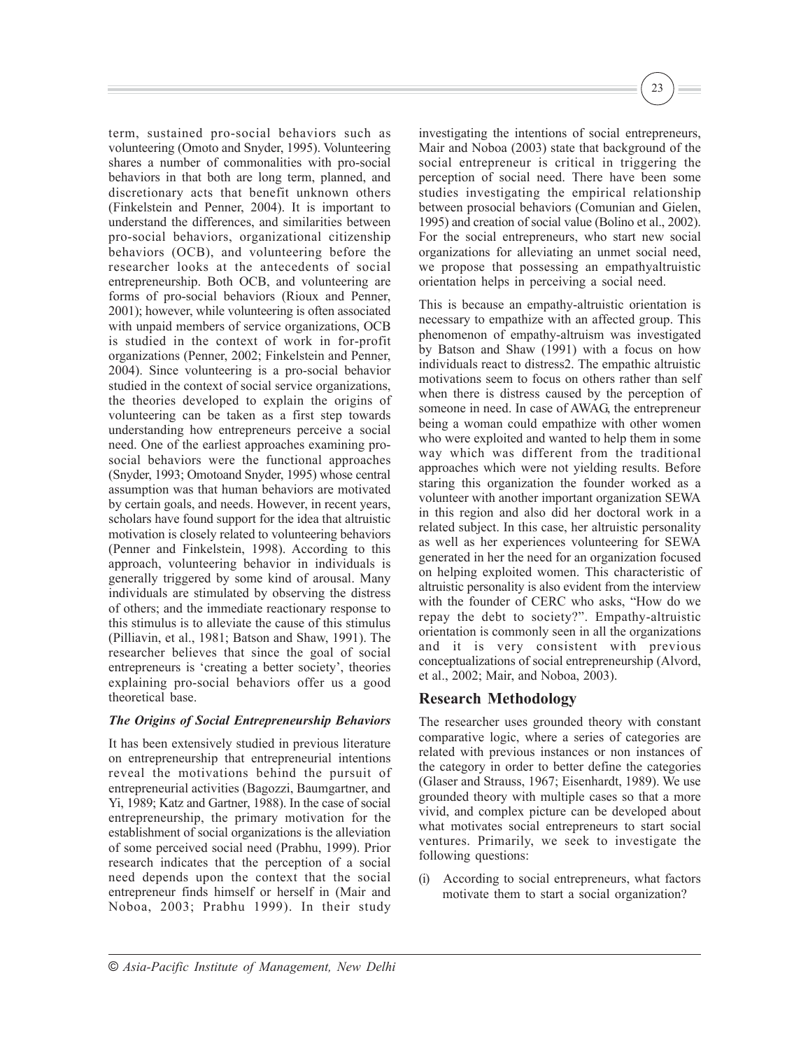term, sustained pro-social behaviors such as volunteering (Omoto and Snyder, 1995). Volunteering shares a number of commonalities with pro-social behaviors in that both are long term, planned, and discretionary acts that benefit unknown others (Finkelstein and Penner, 2004). It is important to understand the differences, and similarities between pro-social behaviors, organizational citizenship behaviors (OCB), and volunteering before the researcher looks at the antecedents of social entrepreneurship. Both OCB, and volunteering are forms of pro-social behaviors (Rioux and Penner, 2001); however, while volunteering is often associated with unpaid members of service organizations, OCB is studied in the context of work in for-profit organizations (Penner, 2002; Finkelstein and Penner, 2004). Since volunteering is a pro-social behavior studied in the context of social service organizations, the theories developed to explain the origins of volunteering can be taken as a first step towards understanding how entrepreneurs perceive a social need. One of the earliest approaches examining pro-social behaviors were the functional approaches (Snyder, 1993; Omotoand Snyder, 1995) whose central assumption was that human behaviors are motivated by certain goals, and needs. However, in recent years, scholars have found support for the idea that altruistic motivation is closely related to volunteering behaviors (Penner and Finkelstein, 1998). According to this approach, volunteering behavior in individuals is generally triggered by some kind of arousal. Many individuals are stimulated by observing the distress of others; and the immediate reactionary response to this stimulus is to alleviate the cause of this stimulus (Pilliavin, et al., 1981; Batson and Shaw, 1991). The researcher believes that since the goal of social entrepreneurs is 'creating a better society', theories explaining pro-social behaviors offer us a good theoretical base.

### *The Origins of Social Entrepreneurship Behaviors*

It has been extensively studied in previous literature on entrepreneurship that entrepreneurial intentions reveal the motivations behind the pursuit of entrepreneurial activities (Bagozzi, Baumgartner, and Yi, 1989; Katz and Gartner, 1988). In the case of social entrepreneurship, the primary motivation for the establishment of social organizations is the alleviation of some perceived social need (Prabhu, 1999). Prior research indicates that the perception of a social need depends upon the context that the social entrepreneur finds himself or herself in (Mair and Noboa, 2003; Prabhu 1999). In their study investigating the intentions of social entrepreneurs, Mair and Noboa (2003) state that background of the social entrepreneur is critical in triggering the perception of social need. There have been some studies investigating the empirical relationship between prosocial behaviors (Comunian and Gielen, 1995) and creation of social value (Bolino et al., 2002). For the social entrepreneurs, who start new social organizations for alleviating an unmet social need, we propose that possessing an empathyaltruistic orientation helps in perceiving a social need.

This is because an empathy-altruistic orientation is necessary to empathize with an affected group. This phenomenon of empathy-altruism was investigated by Batson and Shaw (1991) with a focus on how individuals react to distress2. The empathic altruistic motivations seem to focus on others rather than self when there is distress caused by the perception of someone in need. In case of AWAG, the entrepreneur being a woman could empathize with other women who were exploited and wanted to help them in some way which was different from the traditional approaches which were not yielding results. Before staring this organization the founder worked as a volunteer with another important organization SEWA in this region and also did her doctoral work in a related subject. In this case, her altruistic personality as well as her experiences volunteering for SEWA generated in her the need for an organization focused on helping exploited women. This characteristic of altruistic personality is also evident from the interview with the founder of CERC who asks, "How do we repay the debt to society?". Empathy-altruistic orientation is commonly seen in all the organizations and it is very consistent with previous conceptualizations of social entrepreneurship (Alvord, et al., 2002; Mair, and Noboa, 2003).

## Research Methodology

The researcher uses grounded theory with constant comparative logic, where a series of categories are related with previous instances or non instances of the category in order to better define the categories (Glaser and Strauss, 1967; Eisenhardt, 1989). We use grounded theory with multiple cases so that a more vivid, and complex picture can be developed about what motivates social entrepreneurs to start social ventures. Primarily, we seek to investigate the following questions:

(i) According to social entrepreneurs, what factors motivate them to start a social organization?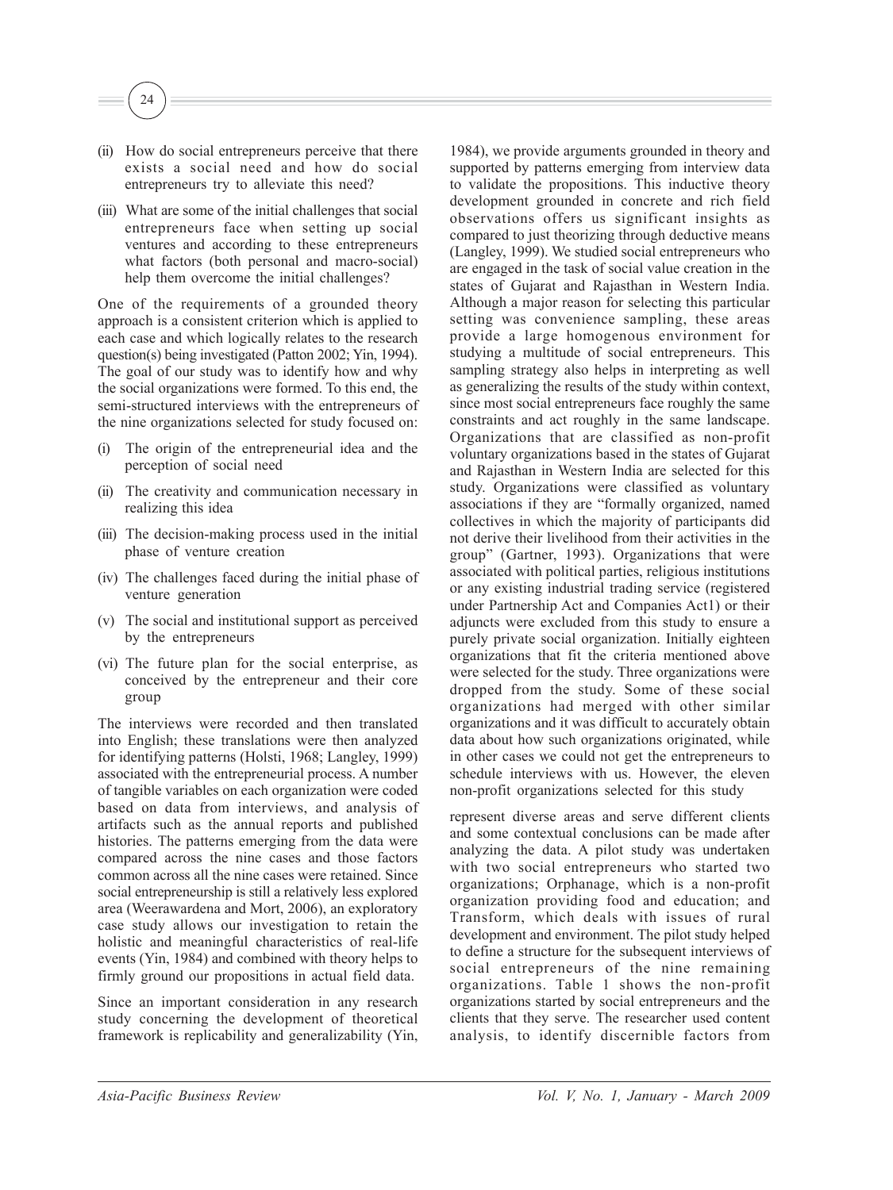(ii) How do social entrepreneurs perceive that there exists a social need and how do social entrepreneurs try to alleviate this need?

(iii) What are some of the initial challenges that social entrepreneurs face when setting up social ventures and according to these entrepreneurs what factors (both personal and macro-social) help them overcome the initial challenges?

One of the requirements of a grounded theory approach is a consistent criterion which is applied to each case and which logically relates to the research question(s) being investigated (Patton 2002; Yin, 1994). The goal of our study was to identify how and why the social organizations were formed. To this end, the semi-structured interviews with the entrepreneurs of the nine organizations selected for study focused on:

(i) The origin of the entrepreneurial idea and the perception of social need

(ii) The creativity and communication necessary in realizing this idea

(iii) The decision-making process used in the initial phase of venture creation

(iv) The challenges faced during the initial phase of venture generation

(v) The social and institutional support as perceived by the entrepreneurs

(vi) The future plan for the social enterprise, as conceived by the entrepreneur and their core group

The interviews were recorded and then translated into English; these translations were then analyzed for identifying patterns (Holsti, 1968; Langley, 1999) associated with the entrepreneurial process. A number of tangible variables on each organization were coded based on data from interviews, and analysis of artifacts such as the annual reports and published histories. The patterns emerging from the data were compared across the nine cases and those factors common across all the nine cases were retained. Since social entrepreneurship is still a relatively less explored area (Weerawardena and Mort, 2006), an exploratory case study allows our investigation to retain the holistic and meaningful characteristics of real-life events (Yin, 1984) and combined with theory helps to firmly ground our propositions in actual field data.

Since an important consideration in any research study concerning the development of theoretical framework is replicability and generalizability (Yin, 1984), we provide arguments grounded in theory and supported by patterns emerging from interview data to validate the propositions. This inductive theory development grounded in concrete and rich field observations offers us significant insights as compared to just theorizing through deductive means (Langley, 1999). We studied social entrepreneurs who are engaged in the task of social value creation in the states of Gujarat and Rajasthan in Western India. Although a major reason for selecting this particular setting was convenience sampling, these areas provide a large homogenous environment for studying a multitude of social entrepreneurs. This sampling strategy also helps in interpreting as well as generalizing the results of the study within context, since most social entrepreneurs face roughly the same constraints and act roughly in the same landscape. Organizations that are classified as non-profit voluntary organizations based in the states of Gujarat and Rajasthan in Western India are selected for this study. Organizations were classified as voluntary associations if they are "formally organized, named collectives in which the majority of participants did not derive their livelihood from their activities in the group" (Gartner, 1993). Organizations that were associated with political parties, religious institutions or any existing industrial trading service (registered under Partnership Act and Companies Act1) or their adjuncts were excluded from this study to ensure a purely private social organization. Initially eighteen organizations that fit the criteria mentioned above were selected for the study. Three organizations were dropped from the study. Some of these social organizations had merged with other similar organizations and it was difficult to accurately obtain data about how such organizations originated, while in other cases we could not get the entrepreneurs to schedule interviews with us. However, the eleven non-profit organizations selected for this study represent diverse areas and serve different clients and some contextual conclusions can be made after analyzing the data. A pilot study was undertaken with two social entrepreneurs who started two organizations; Orphanage, which is a non-profit organization providing food and education; and Transform, which deals with issues of rural development and environment. The pilot study helped to define a structure for the subsequent interviews of social entrepreneurs of the nine remaining organizations. Table 1 shows the non-profit organizations started by social entrepreneurs and the clients that they serve. The researcher used content analysis, to identify discernible factors from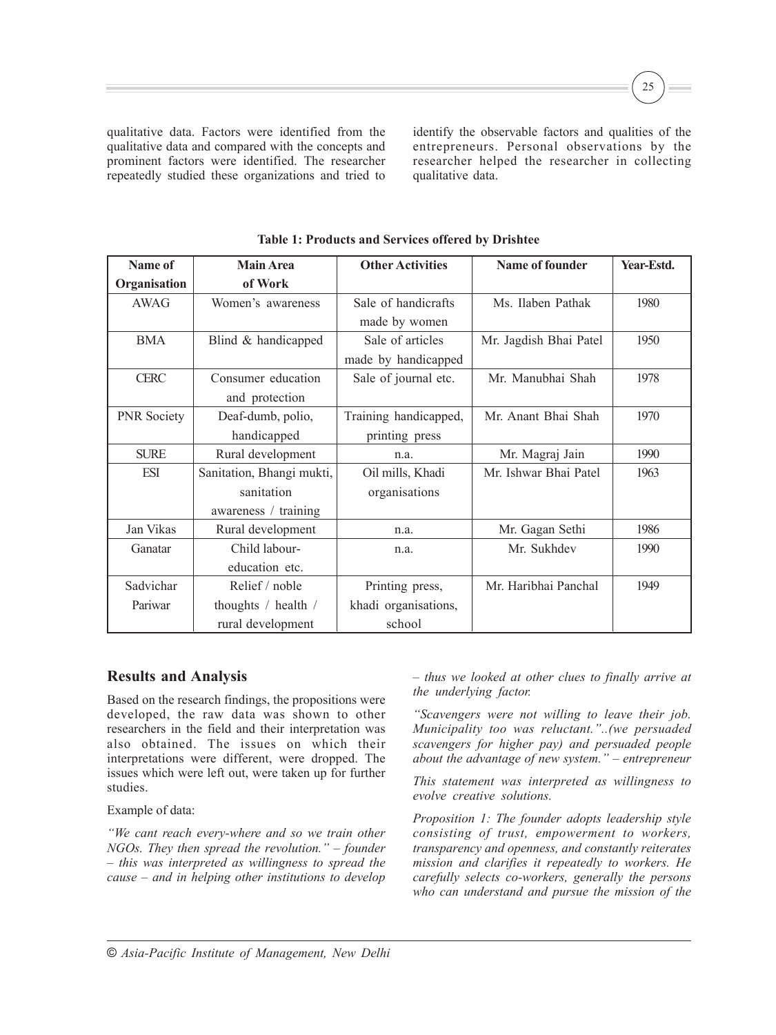qualitative data. Factors were identified from the qualitative data and compared with the concepts and prominent factors were identified. The researcher repeatedly studied these organizations and tried to identify the observable factors and qualities of the entrepreneurs. Personal observations by the researcher helped the researcher in collecting qualitative data.

**Table 1: Products and Services offered by Drishtee**

| Name of Organisation | Main Area of Work | Other Activities | Name of founder | Year-Estd. |
|---|---|---|---|---|
| AWAG | Women's awareness | Sale of handicrafts made by women | Ms. Ilaben Pathak | 1980 |
| BMA | Blind & handicapped | Sale of articles made by handicapped | Mr. Jagdish Bhai Patel | 1950 |
| CERC | Consumer education and protection | Sale of journal etc. | Mr. Manubhai Shah | 1978 |
| PNR Society | Deaf-dumb, polio, handicapped | Training handicapped, printing press | Mr. Anant Bhai Shah | 1970 |
| SURE | Rural development | n.a. | Mr. Magraj Jain | 1990 |
| ESI | Sanitation, Bhangi mukti, sanitation awareness / training | Oil mills, Khadi organisations | Mr. Ishwar Bhai Patel | 1963 |
| Jan Vikas | Rural development | n.a. | Mr. Gagan Sethi | 1986 |
| Ganatar | Child labour-education etc. | n.a. | Mr. Sukhdev | 1990 |
| Sadvichar Pariwar | Relief / noble thoughts / health / rural development | Printing press, khadi organisations, school | Mr. Haribhai Panchal | 1949 |

## Results and Analysis

Based on the research findings, the propositions were developed, the raw data was shown to other researchers in the field and their interpretation was also obtained. The issues on which their interpretations were different, were dropped. The issues which were left out, were taken up for further studies.

Example of data:

*"We cant reach every-where and so we train other NGOs. They then spread the revolution." – founder – this was interpreted as willingness to spread the cause – and in helping other institutions to develop – thus we looked at other clues to finally arrive at the underlying factor.*

*"Scavengers were not willing to leave their job. Municipality too was reluctant."..(we persuaded scavengers for higher pay) and persuaded people about the advantage of new system." – entrepreneur*

*This statement was interpreted as willingness to evolve creative solutions.*

*Proposition 1: The founder adopts leadership style consisting of trust, empowerment to workers, transparency and openness, and constantly reiterates mission and clarifies it repeatedly to workers. He carefully selects co-workers, generally the persons who can understand and pursue the mission of the*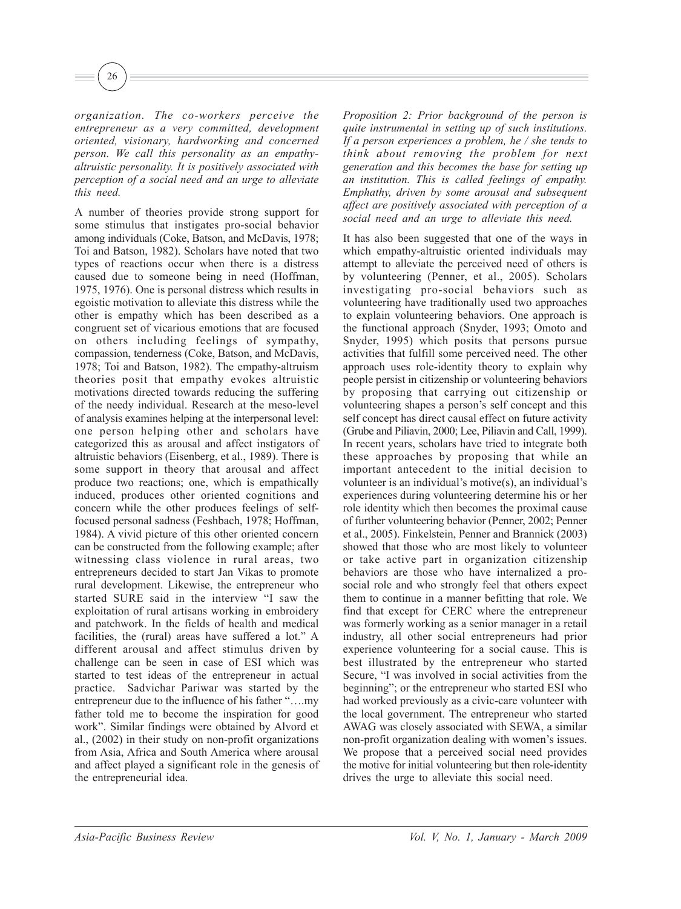*organization. The co-workers perceive the entrepreneur as a very committed, development oriented, visionary, hardworking and concerned person. We call this personality as an empathy-altruistic personality. It is positively associated with perception of a social need and an urge to alleviate this need.*

A number of theories provide strong support for some stimulus that instigates pro-social behavior among individuals (Coke, Batson, and McDavis, 1978; Toi and Batson, 1982). Scholars have noted that two types of reactions occur when there is a distress caused due to someone being in need (Hoffman, 1975, 1976). One is personal distress which results in egoistic motivation to alleviate this distress while the other is empathy which has been described as a congruent set of vicarious emotions that are focused on others including feelings of sympathy, compassion, tenderness (Coke, Batson, and McDavis, 1978; Toi and Batson, 1982). The empathy-altruism theories posit that empathy evokes altruistic motivations directed towards reducing the suffering of the needy individual. Research at the meso-level of analysis examines helping at the interpersonal level: one person helping other and scholars have categorized this as arousal and affect instigators of altruistic behaviors (Eisenberg, et al., 1989). There is some support in theory that arousal and affect produce two reactions; one, which is empathically induced, produces other oriented cognitions and concern while the other produces feelings of self-focused personal sadness (Feshbach, 1978; Hoffman, 1984). A vivid picture of this other oriented concern can be constructed from the following example; after witnessing class violence in rural areas, two entrepreneurs decided to start Jan Vikas to promote rural development. Likewise, the entrepreneur who started SURE said in the interview "I saw the exploitation of rural artisans working in embroidery and patchwork. In the fields of health and medical facilities, the (rural) areas have suffered a lot." A different arousal and affect stimulus driven by challenge can be seen in case of ESI which was started to test ideas of the entrepreneur in actual practice. Sadvichar Pariwar was started by the entrepreneur due to the influence of his father "….my father told me to become the inspiration for good work". Similar findings were obtained by Alvord et al., (2002) in their study on non-profit organizations from Asia, Africa and South America where arousal and affect played a significant role in the genesis of the entrepreneurial idea.

*Proposition 2: Prior background of the person is quite instrumental in setting up of such institutions. If a person experiences a problem, he / she tends to think about removing the problem for next generation and this becomes the base for setting up an institution. This is called feelings of empathy. Emphathy, driven by some arousal and subsequent affect are positively associated with perception of a social need and an urge to alleviate this need.*

It has also been suggested that one of the ways in which empathy-altruistic oriented individuals may attempt to alleviate the perceived need of others is by volunteering (Penner, et al., 2005). Scholars investigating pro-social behaviors such as volunteering have traditionally used two approaches to explain volunteering behaviors. One approach is the functional approach (Snyder, 1993; Omoto and Snyder, 1995) which posits that persons pursue activities that fulfill some perceived need. The other approach uses role-identity theory to explain why people persist in citizenship or volunteering behaviors by proposing that carrying out citizenship or volunteering shapes a person's self concept and this self concept has direct causal effect on future activity (Grube and Piliavin, 2000; Lee, Piliavin and Call, 1999). In recent years, scholars have tried to integrate both these approaches by proposing that while an important antecedent to the initial decision to volunteer is an individual's motive(s), an individual's experiences during volunteering determine his or her role identity which then becomes the proximal cause of further volunteering behavior (Penner, 2002; Penner et al., 2005). Finkelstein, Penner and Brannick (2003) showed that those who are most likely to volunteer or take active part in organization citizenship behaviors are those who have internalized a pro-social role and who strongly feel that others expect them to continue in a manner befitting that role. We find that except for CERC where the entrepreneur was formerly working as a senior manager in a retail industry, all other social entrepreneurs had prior experience volunteering for a social cause. This is best illustrated by the entrepreneur who started Secure, "I was involved in social activities from the beginning"; or the entrepreneur who started ESI who had worked previously as a civic-care volunteer with the local government. The entrepreneur who started AWAG was closely associated with SEWA, a similar non-profit organization dealing with women's issues. We propose that a perceived social need provides the motive for initial volunteering but then role-identity drives the urge to alleviate this social need.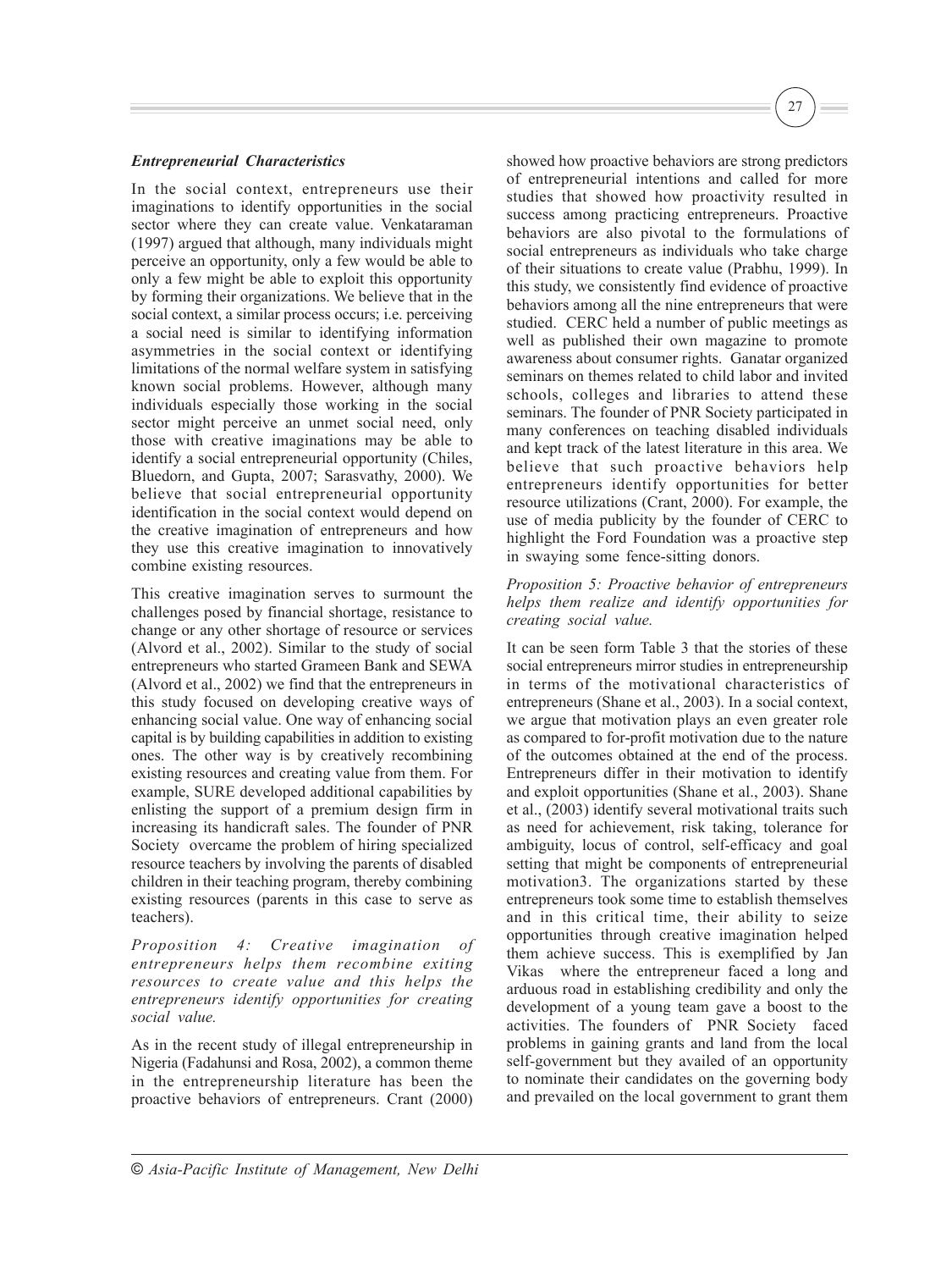### *Entrepreneurial Characteristics*

In the social context, entrepreneurs use their imaginations to identify opportunities in the social sector where they can create value. Venkataraman (1997) argued that although, many individuals might perceive an opportunity, only a few would be able to only a few might be able to exploit this opportunity by forming their organizations. We believe that in the social context, a similar process occurs; i.e. perceiving a social need is similar to identifying information asymmetries in the social context or identifying limitations of the normal welfare system in satisfying known social problems. However, although many individuals especially those working in the social sector might perceive an unmet social need, only those with creative imaginations may be able to identify a social entrepreneurial opportunity (Chiles, Bluedorn, and Gupta, 2007; Sarasvathy, 2000). We believe that social entrepreneurial opportunity identification in the social context would depend on the creative imagination of entrepreneurs and how they use this creative imagination to innovatively combine existing resources.

This creative imagination serves to surmount the challenges posed by financial shortage, resistance to change or any other shortage of resource or services (Alvord et al., 2002). Similar to the study of social entrepreneurs who started Grameen Bank and SEWA (Alvord et al., 2002) we find that the entrepreneurs in this study focused on developing creative ways of enhancing social value. One way of enhancing social capital is by building capabilities in addition to existing ones. The other way is by creatively recombining existing resources and creating value from them. For example, SURE developed additional capabilities by enlisting the support of a premium design firm in increasing its handicraft sales. The founder of PNR Society overcame the problem of hiring specialized resource teachers by involving the parents of disabled children in their teaching program, thereby combining existing resources (parents in this case to serve as teachers).

*Proposition 4: Creative imagination of entrepreneurs helps them recombine exiting resources to create value and this helps the entrepreneurs identify opportunities for creating social value.*

As in the recent study of illegal entrepreneurship in Nigeria (Fadahunsi and Rosa, 2002), a common theme in the entrepreneurship literature has been the proactive behaviors of entrepreneurs. Crant (2000) showed how proactive behaviors are strong predictors of entrepreneurial intentions and called for more studies that showed how proactivity resulted in success among practicing entrepreneurs. Proactive behaviors are also pivotal to the formulations of social entrepreneurs as individuals who take charge of their situations to create value (Prabhu, 1999). In this study, we consistently find evidence of proactive behaviors among all the nine entrepreneurs that were studied. CERC held a number of public meetings as well as published their own magazine to promote awareness about consumer rights. Ganatar organized seminars on themes related to child labor and invited schools, colleges and libraries to attend these seminars. The founder of PNR Society participated in many conferences on teaching disabled individuals and kept track of the latest literature in this area. We believe that such proactive behaviors help entrepreneurs identify opportunities for better resource utilizations (Crant, 2000). For example, the use of media publicity by the founder of CERC to highlight the Ford Foundation was a proactive step in swaying some fence-sitting donors.

*Proposition 5: Proactive behavior of entrepreneurs helps them realize and identify opportunities for creating social value.*

It can be seen form Table 3 that the stories of these social entrepreneurs mirror studies in entrepreneurship in terms of the motivational characteristics of entrepreneurs (Shane et al., 2003). In a social context, we argue that motivation plays an even greater role as compared to for-profit motivation due to the nature of the outcomes obtained at the end of the process. Entrepreneurs differ in their motivation to identify and exploit opportunities (Shane et al., 2003). Shane et al., (2003) identify several motivational traits such as need for achievement, risk taking, tolerance for ambiguity, locus of control, self-efficacy and goal setting that might be components of entrepreneurial motivation3. The organizations started by these entrepreneurs took some time to establish themselves and in this critical time, their ability to seize opportunities through creative imagination helped them achieve success. This is exemplified by Jan Vikas where the entrepreneur faced a long and arduous road in establishing credibility and only the development of a young team gave a boost to the activities. The founders of PNR Society faced problems in gaining grants and land from the local self-government but they availed of an opportunity to nominate their candidates on the governing body and prevailed on the local government to grant them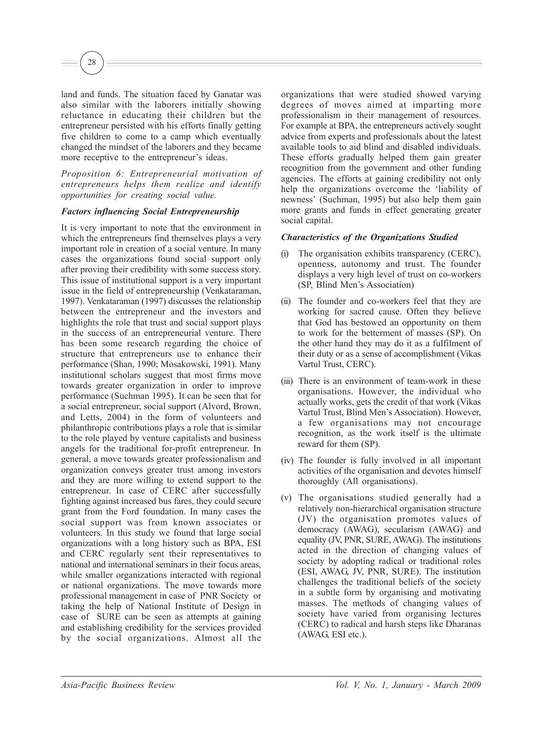land and funds. The situation faced by Ganatar was also similar with the laborers initially showing reluctance in educating their children but the entrepreneur persisted with his efforts finally getting five children to come to a camp which eventually changed the mindset of the laborers and they became more receptive to the entrepreneur's ideas.

*Proposition 6: Entrepreneurial motivation of entrepreneurs helps them realize and identify opportunities for creating social value.*

### *Factors influencing Social Entrepreneurship*

It is very important to note that the environment in which the entrepreneurs find themselves plays a very important role in creation of a social venture. In many cases the organizations found social support only after proving their credibility with some success story. This issue of institutional support is a very important issue in the field of entrepreneurship (Venkataraman, 1997). Venkataraman (1997) discusses the relationship between the entrepreneur and the investors and highlights the role that trust and social support plays in the success of an entrepreneurial venture. There has been some research regarding the choice of structure that entrepreneurs use to enhance their performance (Shan, 1990; Mosakowski, 1991). Many institutional scholars suggest that most firms move towards greater organization in order to improve performance (Suchman 1995). It can be seen that for a social entrepreneur, social support (Alvord, Brown, and Letts, 2004) in the form of volunteers and philanthropic contributions plays a role that is similar to the role played by venture capitalists and business angels for the traditional for-profit entrepreneur. In general, a move towards greater professionalism and organization conveys greater trust among investors and they are more willing to extend support to the entrepreneur. In case of CERC after successfully fighting against increased bus fares, they could secure grant from the Ford foundation. In many cases the social support was from known associates or volunteers. In this study we found that large social organizations with a long history such as BPA, ESI and CERC regularly sent their representatives to national and international seminars in their focus areas, while smaller organizations interacted with regional or national organizations. The move towards more professional management in case of PNR Society or taking the help of National Institute of Design in case of SURE can be seen as attempts at gaining and establishing credibility for the services provided by the social organizations. Almost all the organizations that were studied showed varying degrees of moves aimed at imparting more professionalism in their management of resources. For example at BPA, the entrepreneurs actively sought advice from experts and professionals about the latest available tools to aid blind and disabled individuals. These efforts gradually helped them gain greater recognition from the government and other funding agencies. The efforts at gaining credibility not only help the organizations overcome the 'liability of newness' (Suchman, 1995) but also help them gain more grants and funds in effect generating greater social capital.

### *Characteristics of the Organizations Studied*

(i) The organisation exhibits transparency (CERC), openness, autonomy and trust. The founder displays a very high level of trust on co-workers (SP, Blind Men's Association)

(ii) The founder and co-workers feel that they are working for sacred cause. Often they believe that God has bestowed an opportunity on them to work for the betterment of masses (SP). On the other hand they may do it as a fulfilment of their duty or as a sense of accomplishment (Vikas Vartul Trust, CERC).

(iii) There is an environment of team-work in these organisations. However, the individual who actually works, gets the credit of that work (Vikas Vartul Trust, Blind Men's Association). However, a few organisations may not encourage recognition, as the work itself is the ultimate reward for them (SP).

(iv) The founder is fully involved in all important activities of the organisation and devotes himself thoroughly (All organisations).

(v) The organisations studied generally had a relatively non-hierarchical organisation structure (JV) the organisation promotes values of democracy (AWAG), secularism (AWAG) and equality (JV, PNR, SURE, AWAG). The institutions acted in the direction of changing values of society by adopting radical or traditional roles (ESI, AWAG, JV, PNR, SURE). The institution challenges the traditional beliefs of the society in a subtle form by organising and motivating masses. The methods of changing values of society have varied from organising lectures (CERC) to radical and harsh steps like Dharanas (AWAG, ESI etc.).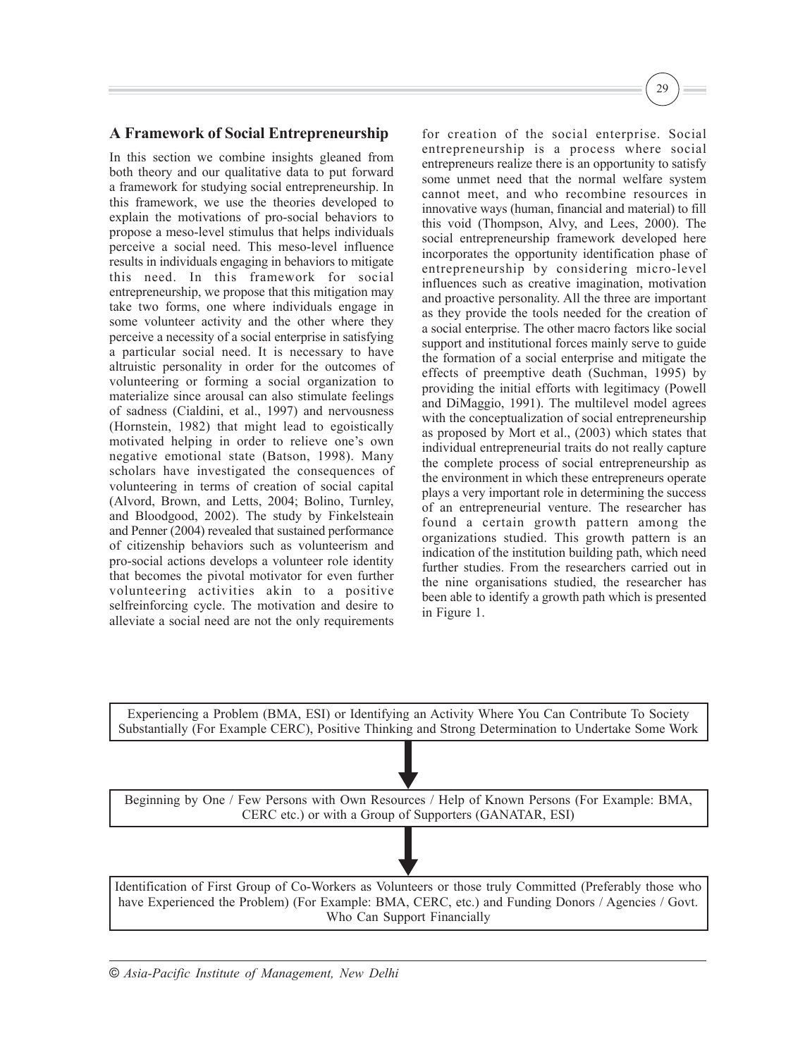## A Framework of Social Entrepreneurship

In this section we combine insights gleaned from both theory and our qualitative data to put forward a framework for studying social entrepreneurship. In this framework, we use the theories developed to explain the motivations of pro-social behaviors to propose a meso-level stimulus that helps individuals perceive a social need. This meso-level influence results in individuals engaging in behaviors to mitigate this need. In this framework for social entrepreneurship, we propose that this mitigation may take two forms, one where individuals engage in some volunteer activity and the other where they perceive a necessity of a social enterprise in satisfying a particular social need. It is necessary to have altruistic personality in order for the outcomes of volunteering or forming a social organization to materialize since arousal can also stimulate feelings of sadness (Cialdini, et al., 1997) and nervousness (Hornstein, 1982) that might lead to egoistically motivated helping in order to relieve one's own negative emotional state (Batson, 1998). Many scholars have investigated the consequences of volunteering in terms of creation of social capital (Alvord, Brown, and Letts, 2004; Bolino, Turnley, and Bloodgood, 2002). The study by Finkelsteain and Penner (2004) revealed that sustained performance of citizenship behaviors such as volunteerism and pro-social actions develops a volunteer role identity that becomes the pivotal motivator for even further volunteering activities akin to a positive selfreinforcing cycle. The motivation and desire to alleviate a social need are not the only requirements for creation of the social enterprise. Social entrepreneurship is a process where social entrepreneurs realize there is an opportunity to satisfy some unmet need that the normal welfare system cannot meet, and who recombine resources in innovative ways (human, financial and material) to fill this void (Thompson, Alvy, and Lees, 2000). The social entrepreneurship framework developed here incorporates the opportunity identification phase of entrepreneurship by considering micro-level influences such as creative imagination, motivation and proactive personality. All the three are important as they provide the tools needed for the creation of a social enterprise. The other macro factors like social support and institutional forces mainly serve to guide the formation of a social enterprise and mitigate the effects of preemptive death (Suchman, 1995) by providing the initial efforts with legitimacy (Powell and DiMaggio, 1991). The multilevel model agrees with the conceptualization of social entrepreneurship as proposed by Mort et al., (2003) which states that individual entrepreneurial traits do not really capture the complete process of social entrepreneurship as the environment in which these entrepreneurs operate plays a very important role in determining the success of an entrepreneurial venture. The researcher has found a certain growth pattern among the organizations studied. This growth pattern is an indication of the institution building path, which need further studies. From the researchers carried out in the nine organisations studied, the researcher has been able to identify a growth path which is presented in Figure 1.

Experiencing a Problem (BMA, ESI) or Identifying an Activity Where You Can Contribute To Society Substantially (For Example CERC), Positive Thinking and Strong Determination to Undertake Some Work

↓

Beginning by One / Few Persons with Own Resources / Help of Known Persons (For Example: BMA, CERC etc.) or with a Group of Supporters (GANATAR, ESI)

↓

Identification of First Group of Co-Workers as Volunteers or those truly Committed (Preferably those who have Experienced the Problem) (For Example: BMA, CERC, etc.) and Funding Donors / Agencies / Govt. Who Can Support Financially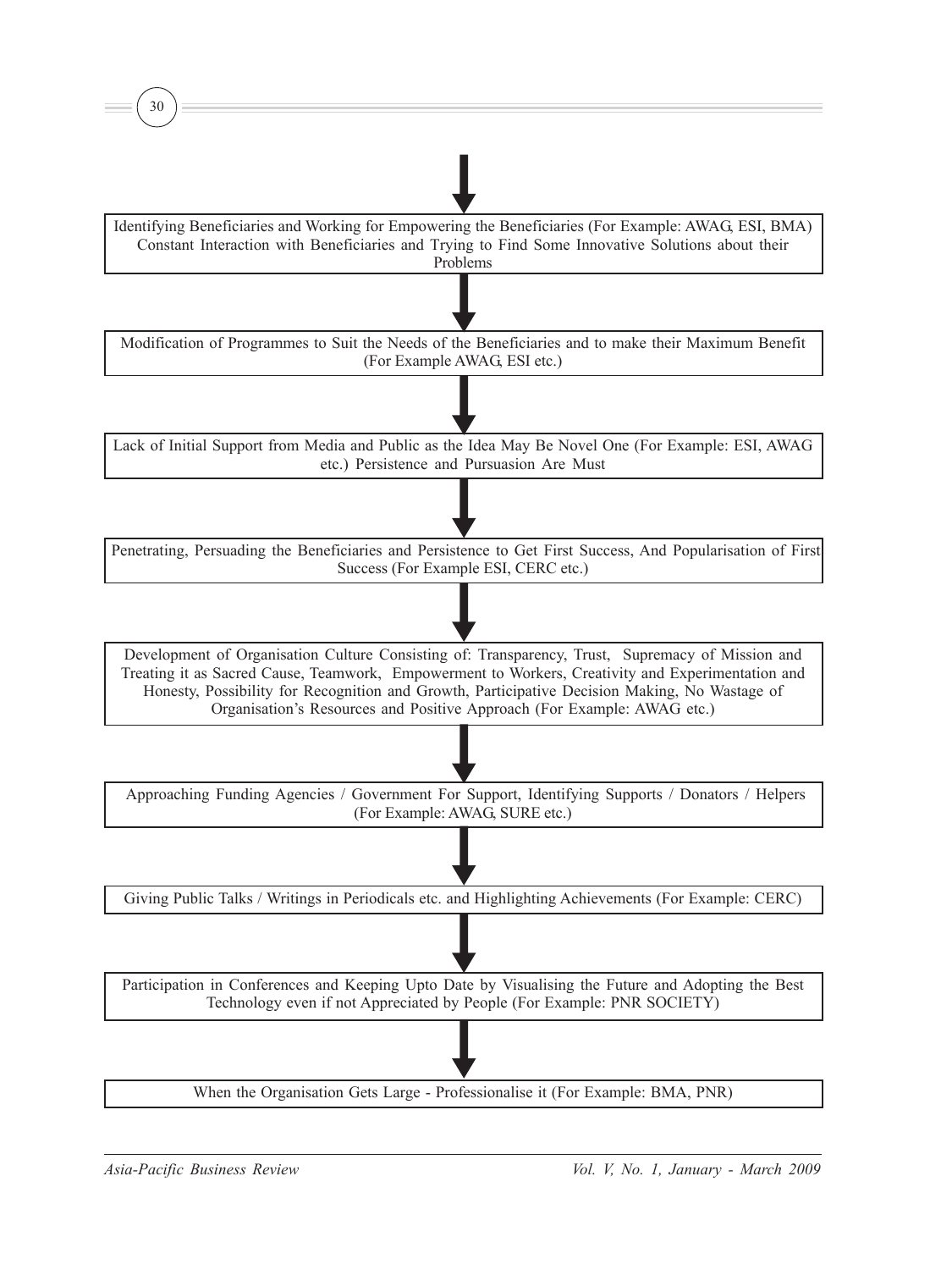Identifying Beneficiaries and Working for Empowering the Beneficiaries (For Example: AWAG, ESI, BMA) Constant Interaction with Beneficiaries and Trying to Find Some Innovative Solutions about their Problems

↓

Modification of Programmes to Suit the Needs of the Beneficiaries and to make their Maximum Benefit (For Example AWAG, ESI etc.)

↓

Lack of Initial Support from Media and Public as the Idea May Be Novel One (For Example: ESI, AWAG etc.) Persistence and Pursuasion Are Must

↓

Penetrating, Persuading the Beneficiaries and Persistence to Get First Success, And Popularisation of First Success (For Example ESI, CERC etc.)

↓

Development of Organisation Culture Consisting of: Transparency, Trust, Supremacy of Mission and Treating it as Sacred Cause, Teamwork, Empowerment to Workers, Creativity and Experimentation and Honesty, Possibility for Recognition and Growth, Participative Decision Making, No Wastage of Organisation's Resources and Positive Approach (For Example: AWAG etc.)

↓

Approaching Funding Agencies / Government For Support, Identifying Supports / Donators / Helpers (For Example: AWAG, SURE etc.)

↓

Giving Public Talks / Writings in Periodicals etc. and Highlighting Achievements (For Example: CERC)

↓

Participation in Conferences and Keeping Upto Date by Visualising the Future and Adopting the Best Technology even if not Appreciated by People (For Example: PNR SOCIETY)

↓

When the Organisation Gets Large - Professionalise it (For Example: BMA, PNR)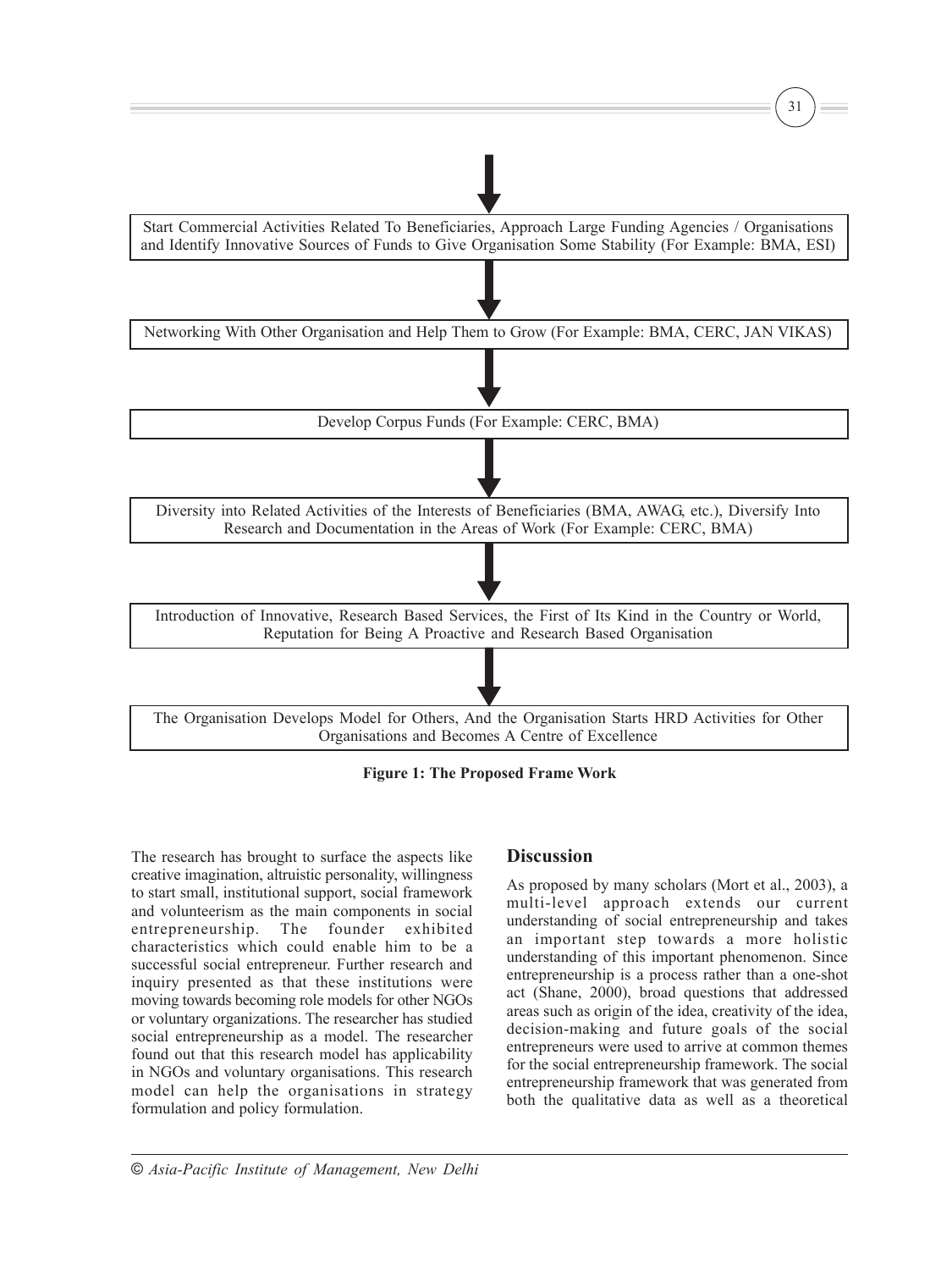Start Commercial Activities Related To Beneficiaries, Approach Large Funding Agencies / Organisations and Identify Innovative Sources of Funds to Give Organisation Some Stability (For Example: BMA, ESI)

↓

Networking With Other Organisation and Help Them to Grow (For Example: BMA, CERC, JAN VIKAS)

↓

Develop Corpus Funds (For Example: CERC, BMA)

↓

Diversity into Related Activities of the Interests of Beneficiaries (BMA, AWAG, etc.), Diversify Into Research and Documentation in the Areas of Work (For Example: CERC, BMA)

↓

Introduction of Innovative, Research Based Services, the First of Its Kind in the Country or World, Reputation for Being A Proactive and Research Based Organisation

↓

The Organisation Develops Model for Others, And the Organisation Starts HRD Activities for Other Organisations and Becomes A Centre of Excellence

**Figure 1: The Proposed Frame Work**

The research has brought to surface the aspects like creative imagination, altruistic personality, willingness to start small, institutional support, social framework and volunteerism as the main components in social entrepreneurship. The founder exhibited characteristics which could enable him to be a successful social entrepreneur. Further research and inquiry presented as that these institutions were moving towards becoming role models for other NGOs or voluntary organizations. The researcher has studied social entrepreneurship as a model. The researcher found out that this research model has applicability in NGOs and voluntary organisations. This research model can help the organisations in strategy formulation and policy formulation.

## Discussion

As proposed by many scholars (Mort et al., 2003), a multi-level approach extends our current understanding of social entrepreneurship and takes an important step towards a more holistic understanding of this important phenomenon. Since entrepreneurship is a process rather than a one-shot act (Shane, 2000), broad questions that addressed areas such as origin of the idea, creativity of the idea, decision-making and future goals of the social entrepreneurs were used to arrive at common themes for the social entrepreneurship framework. The social entrepreneurship framework that was generated from both the qualitative data as well as a theoretical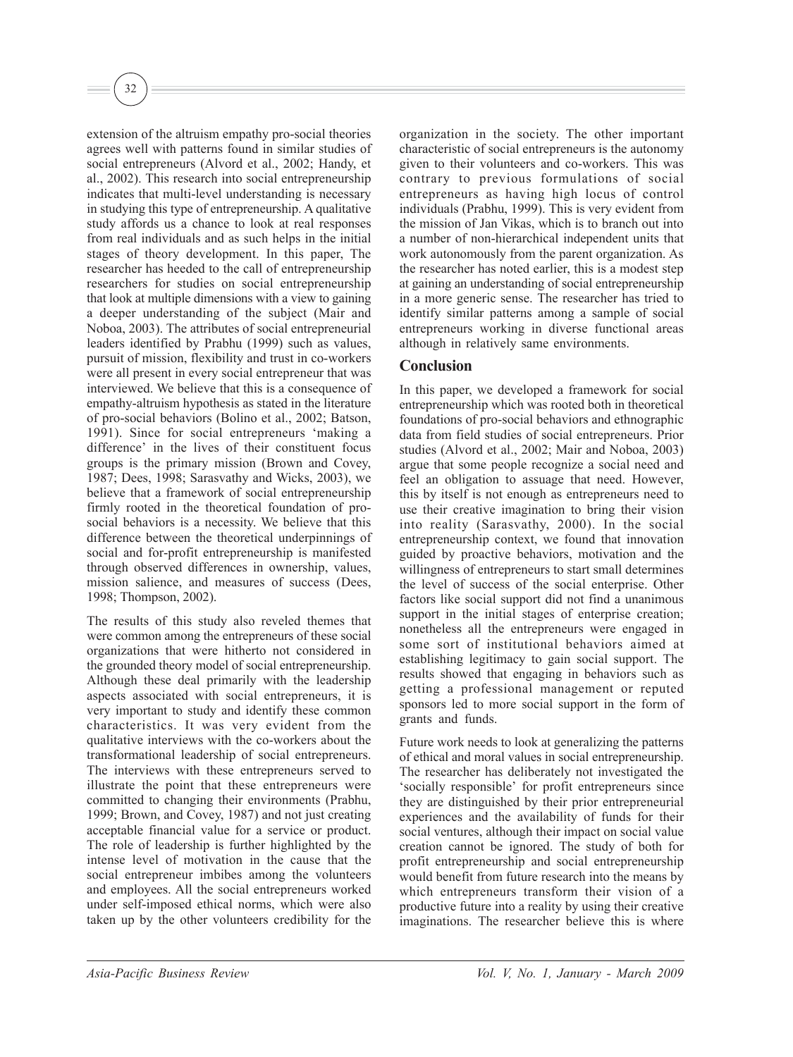extension of the altruism empathy pro-social theories agrees well with patterns found in similar studies of social entrepreneurs (Alvord et al., 2002; Handy, et al., 2002). This research into social entrepreneurship indicates that multi-level understanding is necessary in studying this type of entrepreneurship. A qualitative study affords us a chance to look at real responses from real individuals and as such helps in the initial stages of theory development. In this paper, The researcher has heeded to the call of entrepreneurship researchers for studies on social entrepreneurship that look at multiple dimensions with a view to gaining a deeper understanding of the subject (Mair and Noboa, 2003). The attributes of social entrepreneurial leaders identified by Prabhu (1999) such as values, pursuit of mission, flexibility and trust in co-workers were all present in every social entrepreneur that was interviewed. We believe that this is a consequence of empathy-altruism hypothesis as stated in the literature of pro-social behaviors (Bolino et al., 2002; Batson, 1991). Since for social entrepreneurs 'making a difference' in the lives of their constituent focus groups is the primary mission (Brown and Covey, 1987; Dees, 1998; Sarasvathy and Wicks, 2003), we believe that a framework of social entrepreneurship firmly rooted in the theoretical foundation of pro-social behaviors is a necessity. We believe that this difference between the theoretical underpinnings of social and for-profit entrepreneurship is manifested through observed differences in ownership, values, mission salience, and measures of success (Dees, 1998; Thompson, 2002).

The results of this study also reveled themes that were common among the entrepreneurs of these social organizations that were hitherto not considered in the grounded theory model of social entrepreneurship. Although these deal primarily with the leadership aspects associated with social entrepreneurs, it is very important to study and identify these common characteristics. It was very evident from the qualitative interviews with the co-workers about the transformational leadership of social entrepreneurs. The interviews with these entrepreneurs served to illustrate the point that these entrepreneurs were committed to changing their environments (Prabhu, 1999; Brown, and Covey, 1987) and not just creating acceptable financial value for a service or product. The role of leadership is further highlighted by the intense level of motivation in the cause that the social entrepreneur imbibes among the volunteers and employees. All the social entrepreneurs worked under self-imposed ethical norms, which were also taken up by the other volunteers credibility for the organization in the society. The other important characteristic of social entrepreneurs is the autonomy given to their volunteers and co-workers. This was contrary to previous formulations of social entrepreneurs as having high locus of control individuals (Prabhu, 1999). This is very evident from the mission of Jan Vikas, which is to branch out into a number of non-hierarchical independent units that work autonomously from the parent organization. As the researcher has noted earlier, this is a modest step at gaining an understanding of social entrepreneurship in a more generic sense. The researcher has tried to identify similar patterns among a sample of social entrepreneurs working in diverse functional areas although in relatively same environments.

## Conclusion

In this paper, we developed a framework for social entrepreneurship which was rooted both in theoretical foundations of pro-social behaviors and ethnographic data from field studies of social entrepreneurs. Prior studies (Alvord et al., 2002; Mair and Noboa, 2003) argue that some people recognize a social need and feel an obligation to assuage that need. However, this by itself is not enough as entrepreneurs need to use their creative imagination to bring their vision into reality (Sarasvathy, 2000). In the social entrepreneurship context, we found that innovation guided by proactive behaviors, motivation and the willingness of entrepreneurs to start small determines the level of success of the social enterprise. Other factors like social support did not find a unanimous support in the initial stages of enterprise creation; nonetheless all the entrepreneurs were engaged in some sort of institutional behaviors aimed at establishing legitimacy to gain social support. The results showed that engaging in behaviors such as getting a professional management or reputed sponsors led to more social support in the form of grants and funds.

Future work needs to look at generalizing the patterns of ethical and moral values in social entrepreneurship. The researcher has deliberately not investigated the 'socially responsible' for profit entrepreneurs since they are distinguished by their prior entrepreneurial experiences and the availability of funds for their social ventures, although their impact on social value creation cannot be ignored. The study of both for profit entrepreneurship and social entrepreneurship would benefit from future research into the means by which entrepreneurs transform their vision of a productive future into a reality by using their creative imaginations. The researcher believe this is where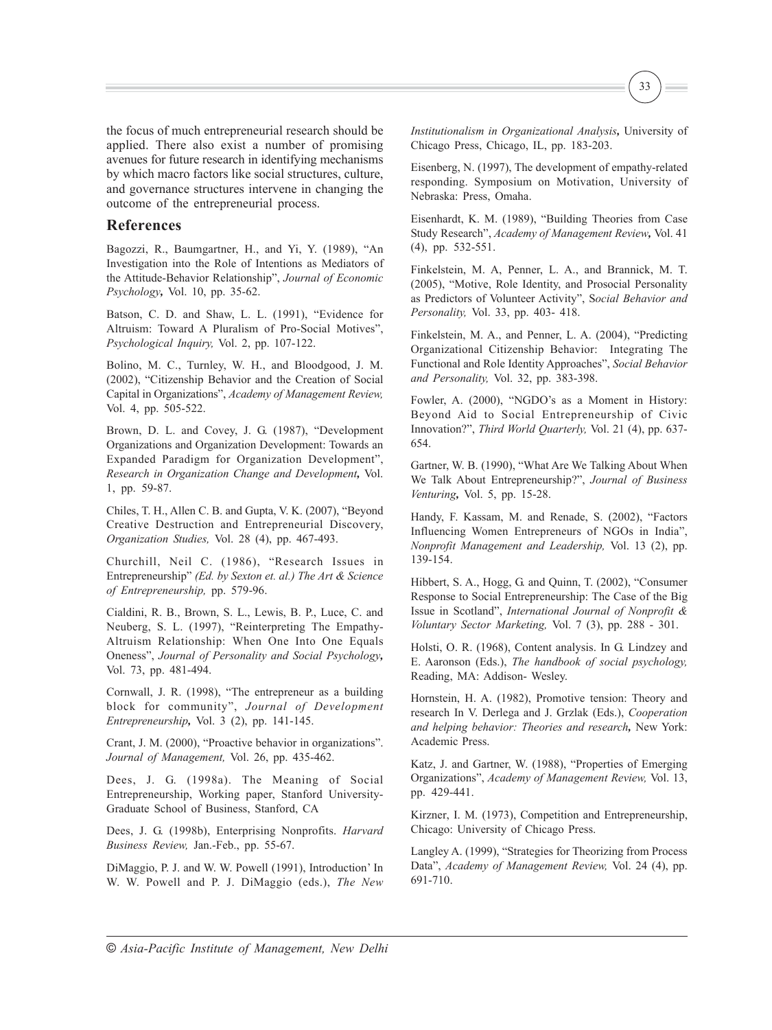the focus of much entrepreneurial research should be applied. There also exist a number of promising avenues for future research in identifying mechanisms by which macro factors like social structures, culture, and governance structures intervene in changing the outcome of the entrepreneurial process.

## References

Bagozzi, R., Baumgartner, H., and Yi, Y. (1989), "An Investigation into the Role of Intentions as Mediators of the Attitude-Behavior Relationship", *Journal of Economic Psychology,* Vol. 10, pp. 35-62.

Batson, C. D. and Shaw, L. L. (1991), "Evidence for Altruism: Toward A Pluralism of Pro-Social Motives", *Psychological Inquiry,* Vol. 2, pp. 107-122.

Bolino, M. C., Turnley, W. H., and Bloodgood, J. M. (2002), "Citizenship Behavior and the Creation of Social Capital in Organizations", *Academy of Management Review,* Vol. 4, pp. 505-522.

Brown, D. L. and Covey, J. G. (1987), "Development Organizations and Organization Development: Towards an Expanded Paradigm for Organization Development", *Research in Organization Change and Development,* Vol. 1, pp. 59-87.

Chiles, T. H., Allen C. B. and Gupta, V. K. (2007), "Beyond Creative Destruction and Entrepreneurial Discovery, *Organization Studies,* Vol. 28 (4), pp. 467-493.

Churchill, Neil C. (1986), "Research Issues in Entrepreneurship" *(Ed. by Sexton et. al.) The Art & Science of Entrepreneurship,* pp. 579-96.

Cialdini, R. B., Brown, S. L., Lewis, B. P., Luce, C. and Neuberg, S. L. (1997), "Reinterpreting The Empathy-Altruism Relationship: When One Into One Equals Oneness", *Journal of Personality and Social Psychology,* Vol. 73, pp. 481-494.

Cornwall, J. R. (1998), "The entrepreneur as a building block for community", *Journal of Development Entrepreneurship,* Vol. 3 (2), pp. 141-145.

Crant, J. M. (2000), "Proactive behavior in organizations". *Journal of Management,* Vol. 26, pp. 435-462.

Dees, J. G. (1998a). The Meaning of Social Entrepreneurship, Working paper, Stanford University-Graduate School of Business, Stanford, CA

Dees, J. G. (1998b), Enterprising Nonprofits. *Harvard Business Review,* Jan.-Feb., pp. 55-67.

DiMaggio, P. J. and W. W. Powell (1991), Introduction' In W. W. Powell and P. J. DiMaggio (eds.), *The New Institutionalism in Organizational Analysis,* University of Chicago Press, Chicago, IL, pp. 183-203.

Eisenberg, N. (1997), The development of empathy-related responding. Symposium on Motivation, University of Nebraska: Press, Omaha.

Eisenhardt, K. M. (1989), "Building Theories from Case Study Research", *Academy of Management Review,* Vol. 41 (4), pp. 532-551.

Finkelstein, M. A, Penner, L. A., and Brannick, M. T. (2005), "Motive, Role Identity, and Prosocial Personality as Predictors of Volunteer Activity", *Social Behavior and Personality,* Vol. 33, pp. 403- 418.

Finkelstein, M. A., and Penner, L. A. (2004), "Predicting Organizational Citizenship Behavior: Integrating The Functional and Role Identity Approaches", *Social Behavior and Personality,* Vol. 32, pp. 383-398.

Fowler, A. (2000), "NGDO's as a Moment in History: Beyond Aid to Social Entrepreneurship of Civic Innovation?", *Third World Quarterly,* Vol. 21 (4), pp. 637-654.

Gartner, W. B. (1990), "What Are We Talking About When We Talk About Entrepreneurship?", *Journal of Business Venturing,* Vol. 5, pp. 15-28.

Handy, F. Kassam, M. and Renade, S. (2002), "Factors Influencing Women Entrepreneurs of NGOs in India", *Nonprofit Management and Leadership,* Vol. 13 (2), pp. 139-154.

Hibbert, S. A., Hogg, G. and Quinn, T. (2002), "Consumer Response to Social Entrepreneurship: The Case of the Big Issue in Scotland", *International Journal of Nonprofit & Voluntary Sector Marketing,* Vol. 7 (3), pp. 288 - 301.

Holsti, O. R. (1968), Content analysis. In G. Lindzey and E. Aaronson (Eds.), *The handbook of social psychology,* Reading, MA: Addison- Wesley.

Hornstein, H. A. (1982), Promotive tension: Theory and research In V. Derlega and J. Grzlak (Eds.), *Cooperation and helping behavior: Theories and research,* New York: Academic Press.

Katz, J. and Gartner, W. (1988), "Properties of Emerging Organizations", *Academy of Management Review,* Vol. 13, pp. 429-441.

Kirzner, I. M. (1973), Competition and Entrepreneurship, Chicago: University of Chicago Press.

Langley A. (1999), "Strategies for Theorizing from Process Data", *Academy of Management Review,* Vol. 24 (4), pp. 691-710.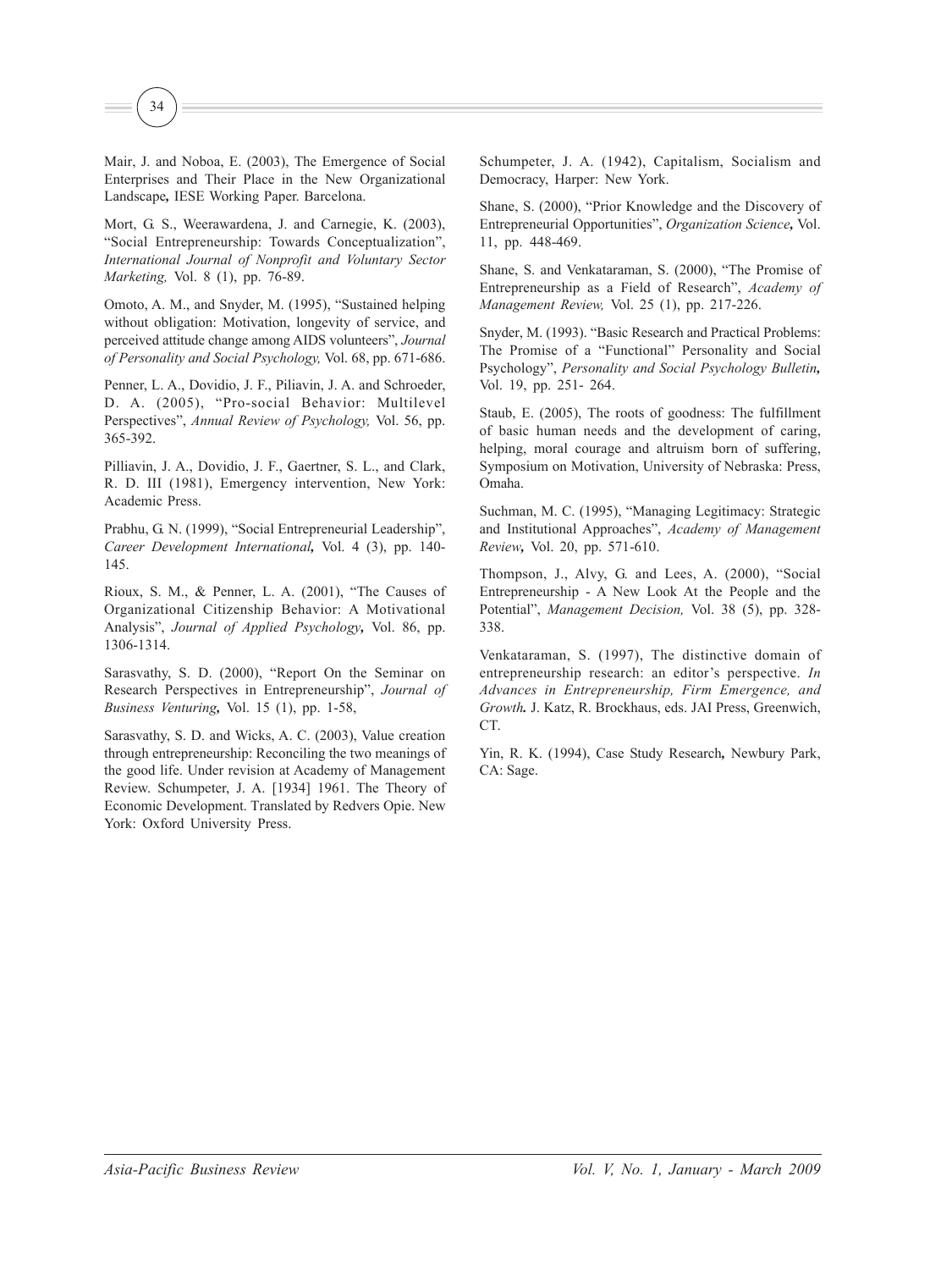Mair, J. and Noboa, E. (2003), The Emergence of Social Enterprises and Their Place in the New Organizational Landscape**,** IESE Working Paper. Barcelona.

Mort, G. S., Weerawardena, J. and Carnegie, K. (2003), "Social Entrepreneurship: Towards Conceptualization", *International Journal of Nonprofit and Voluntary Sector Marketing,* Vol. 8 (1), pp. 76-89.

Omoto, A. M., and Snyder, M. (1995), "Sustained helping without obligation: Motivation, longevity of service, and perceived attitude change among AIDS volunteers", *Journal of Personality and Social Psychology,* Vol. 68, pp. 671-686.

Penner, L. A., Dovidio, J. F., Piliavin, J. A. and Schroeder, D. A. (2005), "Pro-social Behavior: Multilevel Perspectives", *Annual Review of Psychology,* Vol. 56, pp. 365-392.

Pilliavin, J. A., Dovidio, J. F., Gaertner, S. L., and Clark, R. D. III (1981), Emergency intervention, New York: Academic Press.

Prabhu, G. N. (1999), "Social Entrepreneurial Leadership", *Career Development International***,** Vol. 4 (3), pp. 140-145.

Rioux, S. M., & Penner, L. A. (2001), "The Causes of Organizational Citizenship Behavior: A Motivational Analysis", *Journal of Applied Psychology***,** Vol. 86, pp. 1306-1314.

Sarasvathy, S. D. (2000), "Report On the Seminar on Research Perspectives in Entrepreneurship", *Journal of Business Venturing***,** Vol. 15 (1), pp. 1-58,

Sarasvathy, S. D. and Wicks, A. C. (2003), Value creation through entrepreneurship: Reconciling the two meanings of the good life. Under revision at Academy of Management Review. Schumpeter, J. A. [1934] 1961. The Theory of Economic Development. Translated by Redvers Opie. New York: Oxford University Press.

Schumpeter, J. A. (1942), Capitalism, Socialism and Democracy, Harper: New York.

Shane, S. (2000), "Prior Knowledge and the Discovery of Entrepreneurial Opportunities", *Organization Science***,** Vol. 11, pp. 448-469.

Shane, S. and Venkataraman, S. (2000), "The Promise of Entrepreneurship as a Field of Research", *Academy of Management Review,* Vol. 25 (1), pp. 217-226.

Snyder, M. (1993). "Basic Research and Practical Problems: The Promise of a "Functional" Personality and Social Psychology", *Personality and Social Psychology Bulletin***,** Vol. 19, pp. 251- 264.

Staub, E. (2005), The roots of goodness: The fulfillment of basic human needs and the development of caring, helping, moral courage and altruism born of suffering, Symposium on Motivation, University of Nebraska: Press, Omaha.

Suchman, M. C. (1995), "Managing Legitimacy: Strategic and Institutional Approaches", *Academy of Management Review***,** Vol. 20, pp. 571-610.

Thompson, J., Alvy, G. and Lees, A. (2000), "Social Entrepreneurship - A New Look At the People and the Potential", *Management Decision,* Vol. 38 (5), pp. 328-338.

Venkataraman, S. (1997), The distinctive domain of entrepreneurship research: an editor's perspective. *In Advances in Entrepreneurship, Firm Emergence, and Growth***.** J. Katz, R. Brockhaus, eds. JAI Press, Greenwich, CT.

Yin, R. K. (1994), Case Study Research**,** Newbury Park, CA: Sage.